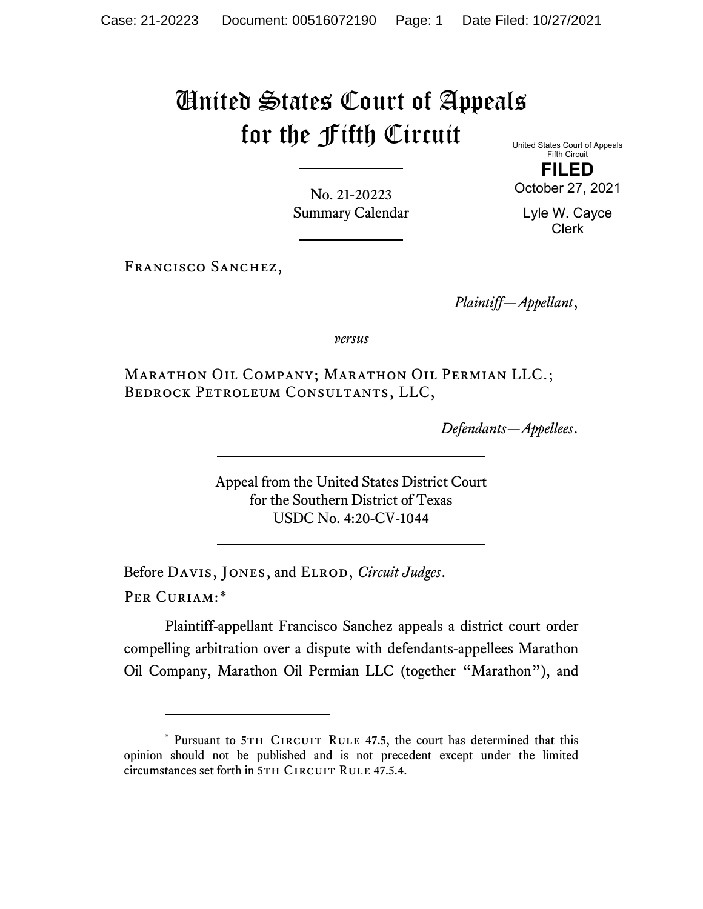# United States Court of Appeals for the Fifth Circuit

United States Court of Appeals
Fifth Circuit

**FILED**

October 27, 2021

Lyle W. Cayce
Clerk

No. 21-20223
Summary Calendar

---

Francisco Sanchez,

*Plaintiff—Appellant*,

*versus*

Marathon Oil Company; Marathon Oil Permian LLC.; Bedrock Petroleum Consultants, LLC,

*Defendants—Appellees*.

---

Appeal from the United States District Court
for the Southern District of Texas
USDC No. 4:20-CV-1044

---

Before Davis, Jones, and Elrod, *Circuit Judges*.

Per Curiam:*

Plaintiff-appellant Francisco Sanchez appeals a district court order compelling arbitration over a dispute with defendants-appellees Marathon Oil Company, Marathon Oil Permian LLC (together "Marathon"), and

---

* Pursuant to 5th Circuit Rule 47.5, the court has determined that this opinion should not be published and is not precedent except under the limited circumstances set forth in 5th Circuit Rule 47.5.4.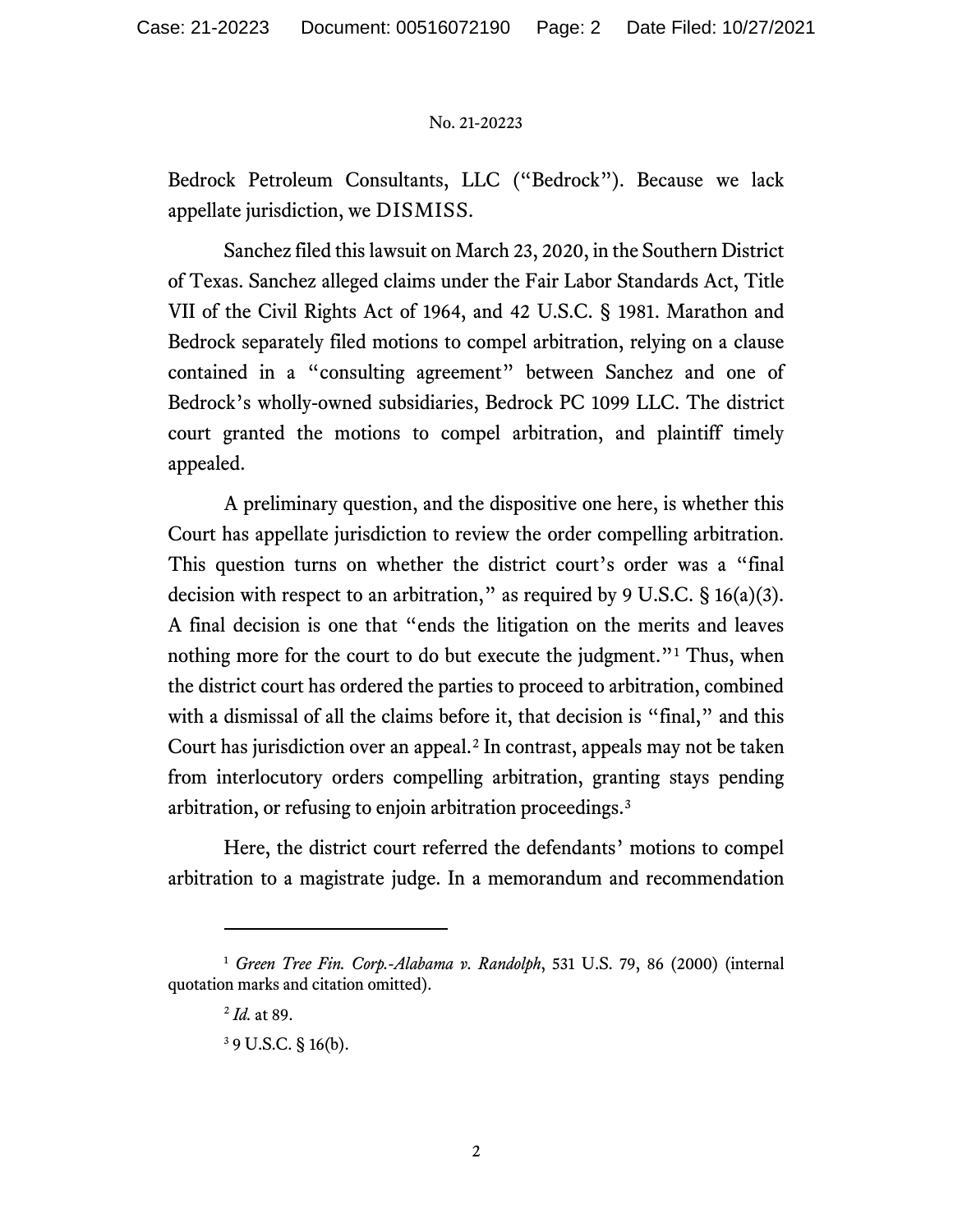Bedrock Petroleum Consultants, LLC ("Bedrock"). Because we lack appellate jurisdiction, we DISMISS.

Sanchez filed this lawsuit on March 23, 2020, in the Southern District of Texas. Sanchez alleged claims under the Fair Labor Standards Act, Title VII of the Civil Rights Act of 1964, and 42 U.S.C. § 1981. Marathon and Bedrock separately filed motions to compel arbitration, relying on a clause contained in a "consulting agreement" between Sanchez and one of Bedrock's wholly-owned subsidiaries, Bedrock PC 1099 LLC. The district court granted the motions to compel arbitration, and plaintiff timely appealed.

A preliminary question, and the dispositive one here, is whether this Court has appellate jurisdiction to review the order compelling arbitration. This question turns on whether the district court's order was a "final decision with respect to an arbitration," as required by 9 U.S.C. § 16(a)(3). A final decision is one that "ends the litigation on the merits and leaves nothing more for the court to do but execute the judgment."[1] Thus, when the district court has ordered the parties to proceed to arbitration, combined with a dismissal of all the claims before it, that decision is "final," and this Court has jurisdiction over an appeal.[2] In contrast, appeals may not be taken from interlocutory orders compelling arbitration, granting stays pending arbitration, or refusing to enjoin arbitration proceedings.[3]

Here, the district court referred the defendants' motions to compel arbitration to a magistrate judge. In a memorandum and recommendation

---

[1] *Green Tree Fin. Corp.-Alabama v. Randolph*, 531 U.S. 79, 86 (2000) (internal quotation marks and citation omitted).

[2] *Id.* at 89.

[3] 9 U.S.C. § 16(b).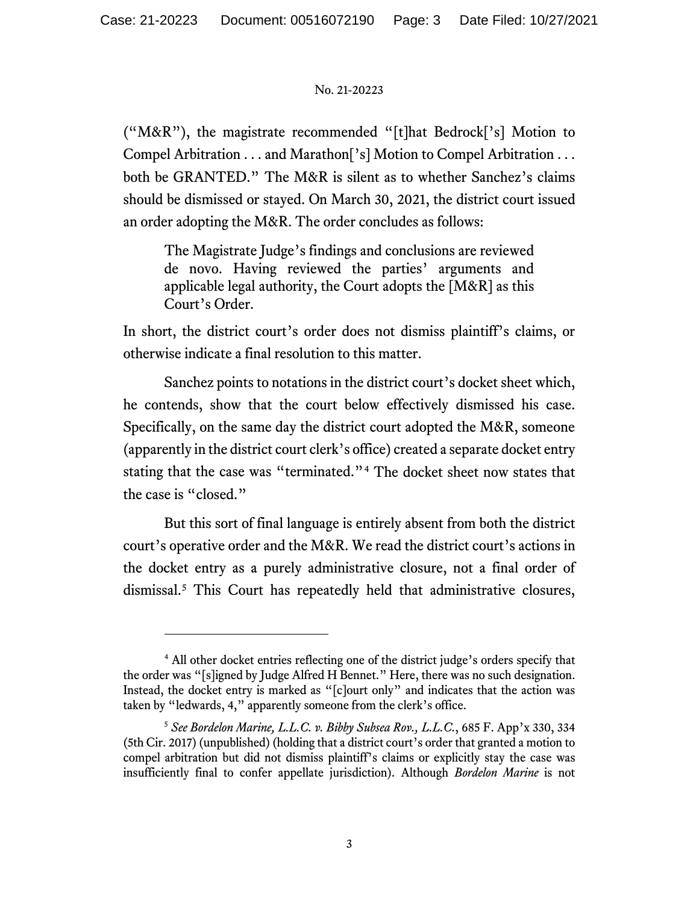("M&R"), the magistrate recommended "[t]hat Bedrock['s] Motion to Compel Arbitration . . . and Marathon['s] Motion to Compel Arbitration . . . both be GRANTED." The M&R is silent as to whether Sanchez's claims should be dismissed or stayed. On March 30, 2021, the district court issued an order adopting the M&R. The order concludes as follows:

> The Magistrate Judge's findings and conclusions are reviewed de novo. Having reviewed the parties' arguments and applicable legal authority, the Court adopts the [M&R] as this Court's Order.

In short, the district court's order does not dismiss plaintiff's claims, or otherwise indicate a final resolution to this matter.

Sanchez points to notations in the district court's docket sheet which, he contends, show that the court below effectively dismissed his case. Specifically, on the same day the district court adopted the M&R, someone (apparently in the district court clerk's office) created a separate docket entry stating that the case was "terminated."[4] The docket sheet now states that the case is "closed."

But this sort of final language is entirely absent from both the district court's operative order and the M&R. We read the district court's actions in the docket entry as a purely administrative closure, not a final order of dismissal.[5] This Court has repeatedly held that administrative closures,

---

[4] All other docket entries reflecting one of the district judge's orders specify that the order was "[s]igned by Judge Alfred H Bennet." Here, there was no such designation. Instead, the docket entry is marked as "[c]ourt only" and indicates that the action was taken by "ledwards, 4," apparently someone from the clerk's office.

[5] *See Bordelon Marine, L.L.C. v. Bibby Subsea Rov., L.L.C.*, 685 F. App'x 330, 334 (5th Cir. 2017) (unpublished) (holding that a district court's order that granted a motion to compel arbitration but did not dismiss plaintiff's claims or explicitly stay the case was insufficiently final to confer appellate jurisdiction). Although *Bordelon Marine* is not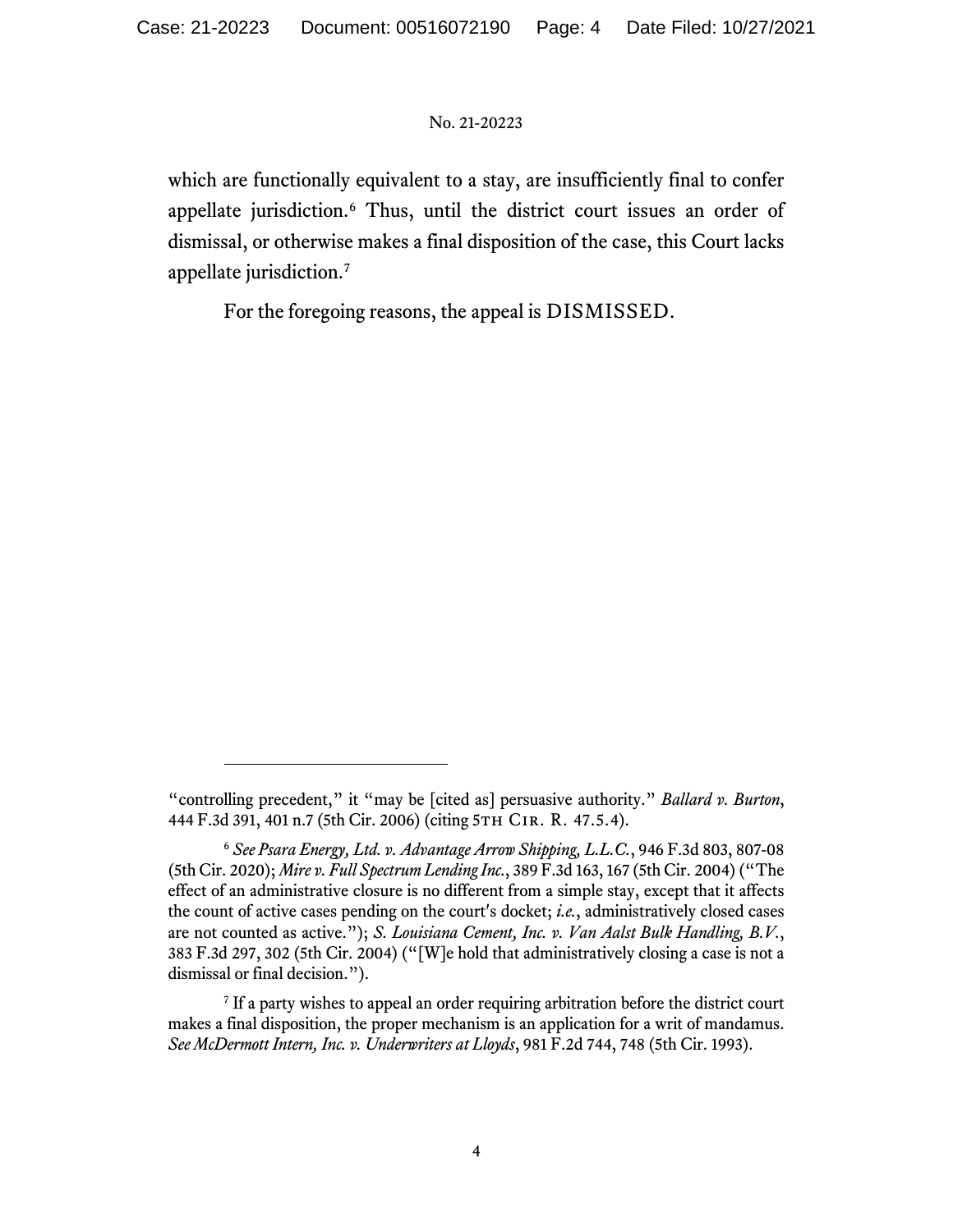which are functionally equivalent to a stay, are insufficiently final to confer appellate jurisdiction.[6] Thus, until the district court issues an order of dismissal, or otherwise makes a final disposition of the case, this Court lacks appellate jurisdiction.[7]

For the foregoing reasons, the appeal is DISMISSED.

---

"controlling precedent," it "may be [cited as] persuasive authority." *Ballard v. Burton*, 444 F.3d 391, 401 n.7 (5th Cir. 2006) (citing 5TH CIR. R. 47.5.4).

[6] *See Psara Energy, Ltd. v. Advantage Arrow Shipping, L.L.C.*, 946 F.3d 803, 807-08 (5th Cir. 2020); *Mire v. Full Spectrum Lending Inc.*, 389 F.3d 163, 167 (5th Cir. 2004) ("The effect of an administrative closure is no different from a simple stay, except that it affects the count of active cases pending on the court's docket; *i.e.*, administratively closed cases are not counted as active."); *S. Louisiana Cement, Inc. v. Van Aalst Bulk Handling, B.V.*, 383 F.3d 297, 302 (5th Cir. 2004) ("[W]e hold that administratively closing a case is not a dismissal or final decision.").

[7] If a party wishes to appeal an order requiring arbitration before the district court makes a final disposition, the proper mechanism is an application for a writ of mandamus. *See McDermott Intern, Inc. v. Underwriters at Lloyds*, 981 F.2d 744, 748 (5th Cir. 1993).